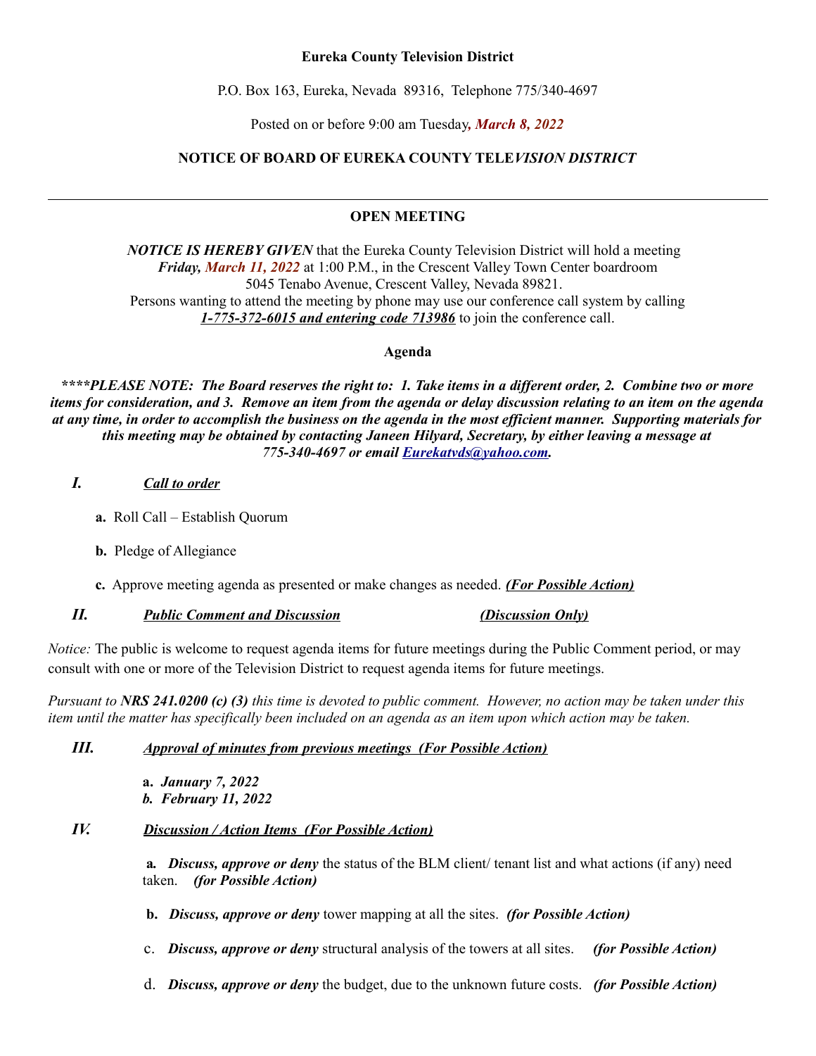**Eureka County Television District**

P.O. Box 163, Eureka, Nevada 89316, Telephone 775/340-4697

Posted on or before 9:00 am Tuesday***, March 8, 2022***

## NOTICE OF BOARD OF EUREKA COUNTY TELE*VISION DISTRICT*

---

## OPEN MEETING

***NOTICE IS HEREBY GIVEN*** that the Eureka County Television District will hold a meeting ***Friday, March 11, 2022*** at 1:00 P.M., in the Crescent Valley Town Center boardroom 5045 Tenabo Avenue, Crescent Valley, Nevada 89821.
Persons wanting to attend the meeting by phone may use our conference call system by calling ***1-775-372-6015 and entering code 713986*** to join the conference call.

**Agenda**

***\*\*\*\*PLEASE NOTE: The Board reserves the right to: 1. Take items in a different order, 2. Combine two or more items for consideration, and 3. Remove an item from the agenda or delay discussion relating to an item on the agenda at any time, in order to accomplish the business on the agenda in the most efficient manner. Supporting materials for this meeting may be obtained by contacting Janeen Hilyard, Secretary, by either leaving a message at 775-340-4697 or email Eurekatvds@yahoo.com.***

***I. Call to order***

- **a.** Roll Call – Establish Quorum
- **b.** Pledge of Allegiance
- **c.** Approve meeting agenda as presented or make changes as needed. ***(For Possible Action)***

***II. Public Comment and Discussion (Discussion Only)***

*Notice:* The public is welcome to request agenda items for future meetings during the Public Comment period, or may consult with one or more of the Television District to request agenda items for future meetings.

*Pursuant to **NRS 241.0200 (c) (3)** this time is devoted to public comment. However, no action may be taken under this item until the matter has specifically been included on an agenda as an item upon which action may be taken.*

***III. Approval of minutes from previous meetings (For Possible Action)***

- **a.** ***January 7, 2022***
- ***b. February 11, 2022***

***IV. Discussion / Action Items (For Possible Action)***

- **a.** ***Discuss, approve or deny*** the status of the BLM client/ tenant list and what actions (if any) need taken. ***(for Possible Action)***
- **b.** ***Discuss, approve or deny*** tower mapping at all the sites. ***(for Possible Action)***
- c. ***Discuss, approve or deny*** structural analysis of the towers at all sites. ***(for Possible Action)***
- d. ***Discuss, approve or deny*** the budget, due to the unknown future costs. ***(for Possible Action)***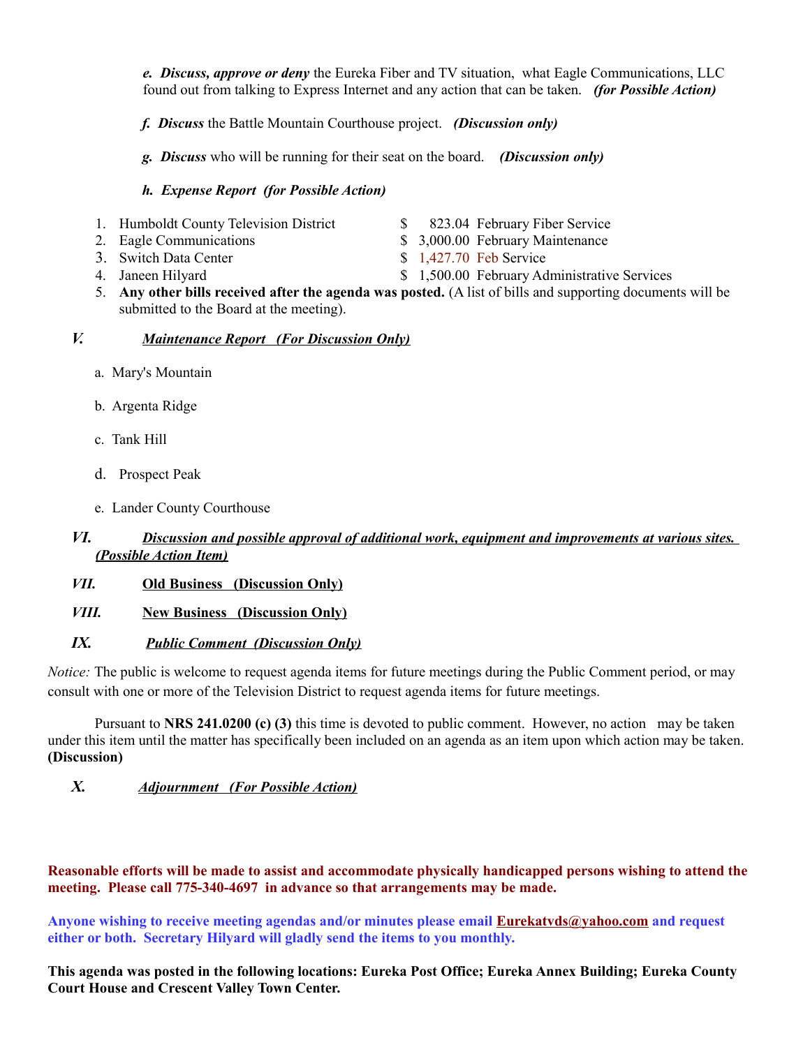***e. Discuss, approve or deny*** the Eureka Fiber and TV situation, what Eagle Communications, LLC found out from talking to Express Internet and any action that can be taken. ***(for Possible Action)***

***f. Discuss*** the Battle Mountain Courthouse project. ***(Discussion only)***

***g. Discuss*** who will be running for their seat on the board. ***(Discussion only)***

***h. Expense Report (for Possible Action)***

1. Humboldt County Television District — $ 823.04 February Fiber Service
2. Eagle Communications — $ 3,000.00 February Maintenance
3. Switch Data Center — $ 1,427.70 Feb Service
4. Janeen Hilyard — $ 1,500.00 February Administrative Services
5. **Any other bills received after the agenda was posted.** (A list of bills and supporting documents will be submitted to the Board at the meeting).

## *V. Maintenance Report (For Discussion Only)*

a. Mary's Mountain

b. Argenta Ridge

c. Tank Hill

d. Prospect Peak

e. Lander County Courthouse

## *VI. Discussion and possible approval of additional work, equipment and improvements at various sites. (Possible Action Item)*

## *VII.* Old Business (Discussion Only)

## *VIII.* New Business (Discussion Only)

## *IX. Public Comment (Discussion Only)*

*Notice:* The public is welcome to request agenda items for future meetings during the Public Comment period, or may consult with one or more of the Television District to request agenda items for future meetings.

Pursuant to **NRS 241.0200 (c) (3)** this time is devoted to public comment. However, no action may be taken under this item until the matter has specifically been included on an agenda as an item upon which action may be taken. **(Discussion)**

## *X. Adjournment (For Possible Action)*

**Reasonable efforts will be made to assist and accommodate physically handicapped persons wishing to attend the meeting. Please call 775-340-4697 in advance so that arrangements may be made.**

**Anyone wishing to receive meeting agendas and/or minutes please email Eurekatvds@yahoo.com and request either or both. Secretary Hilyard will gladly send the items to you monthly.**

**This agenda was posted in the following locations: Eureka Post Office; Eureka Annex Building; Eureka County Court House and Crescent Valley Town Center.**